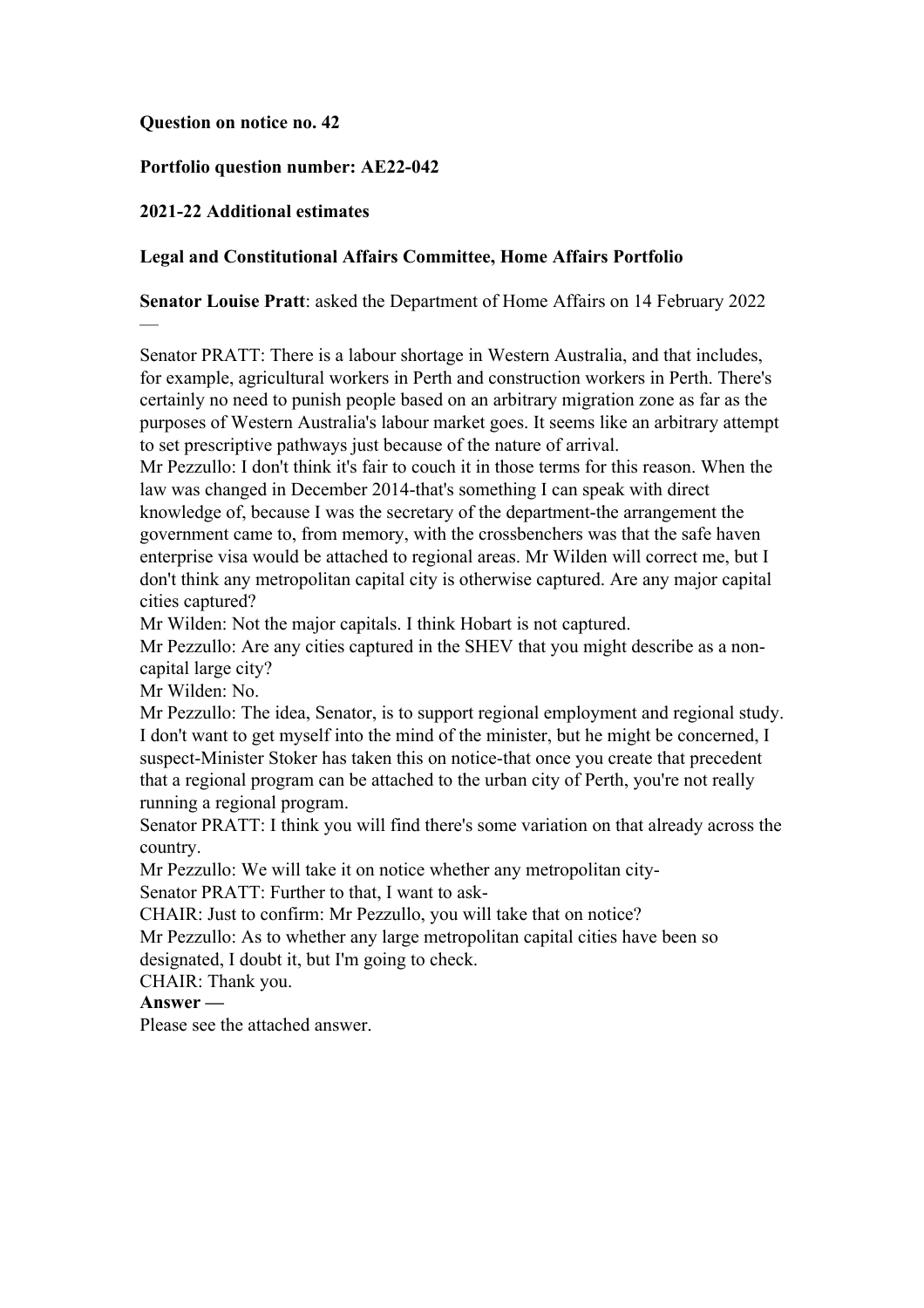**Question on notice no. 42**

**Portfolio question number: AE22-042**

**2021-22 Additional estimates**

**Legal and Constitutional Affairs Committee, Home Affairs Portfolio**

**Senator Louise Pratt**: asked the Department of Home Affairs on 14 February 2022 —

Senator PRATT: There is a labour shortage in Western Australia, and that includes, for example, agricultural workers in Perth and construction workers in Perth. There's certainly no need to punish people based on an arbitrary migration zone as far as the purposes of Western Australia's labour market goes. It seems like an arbitrary attempt to set prescriptive pathways just because of the nature of arrival.
Mr Pezzullo: I don't think it's fair to couch it in those terms for this reason. When the law was changed in December 2014-that's something I can speak with direct knowledge of, because I was the secretary of the department-the arrangement the government came to, from memory, with the crossbenchers was that the safe haven enterprise visa would be attached to regional areas. Mr Wilden will correct me, but I don't think any metropolitan capital city is otherwise captured. Are any major capital cities captured?
Mr Wilden: Not the major capitals. I think Hobart is not captured.
Mr Pezzullo: Are any cities captured in the SHEV that you might describe as a non-capital large city?
Mr Wilden: No.
Mr Pezzullo: The idea, Senator, is to support regional employment and regional study. I don't want to get myself into the mind of the minister, but he might be concerned, I suspect-Minister Stoker has taken this on notice-that once you create that precedent that a regional program can be attached to the urban city of Perth, you're not really running a regional program.
Senator PRATT: I think you will find there's some variation on that already across the country.
Mr Pezzullo: We will take it on notice whether any metropolitan city-
Senator PRATT: Further to that, I want to ask-
CHAIR: Just to confirm: Mr Pezzullo, you will take that on notice?
Mr Pezzullo: As to whether any large metropolitan capital cities have been so designated, I doubt it, but I'm going to check.
CHAIR: Thank you.

**Answer —**

Please see the attached answer.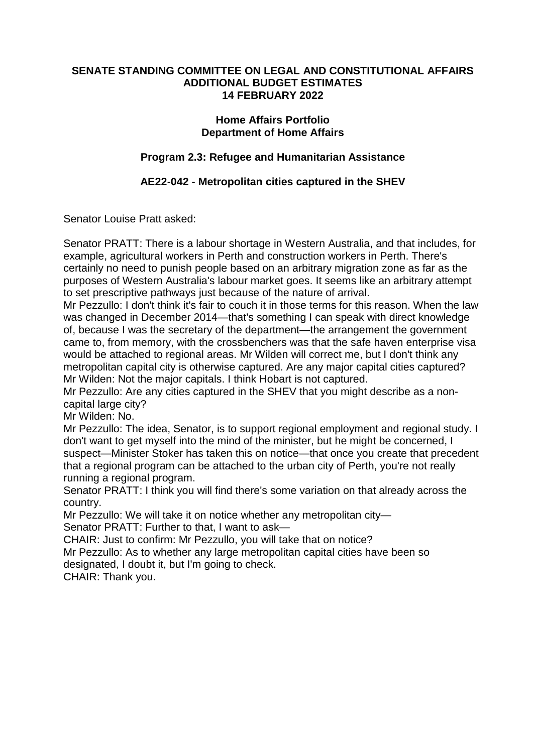**SENATE STANDING COMMITTEE ON LEGAL AND CONSTITUTIONAL AFFAIRS**
**ADDITIONAL BUDGET ESTIMATES**
**14 FEBRUARY 2022**

**Home Affairs Portfolio**
**Department of Home Affairs**

**Program 2.3: Refugee and Humanitarian Assistance**

**AE22-042 - Metropolitan cities captured in the SHEV**

Senator Louise Pratt asked:

Senator PRATT: There is a labour shortage in Western Australia, and that includes, for example, agricultural workers in Perth and construction workers in Perth. There's certainly no need to punish people based on an arbitrary migration zone as far as the purposes of Western Australia's labour market goes. It seems like an arbitrary attempt to set prescriptive pathways just because of the nature of arrival.

Mr Pezzullo: I don't think it's fair to couch it in those terms for this reason. When the law was changed in December 2014—that's something I can speak with direct knowledge of, because I was the secretary of the department—the arrangement the government came to, from memory, with the crossbenchers was that the safe haven enterprise visa would be attached to regional areas. Mr Wilden will correct me, but I don't think any metropolitan capital city is otherwise captured. Are any major capital cities captured?

Mr Wilden: Not the major capitals. I think Hobart is not captured.

Mr Pezzullo: Are any cities captured in the SHEV that you might describe as a non-capital large city?

Mr Wilden: No.

Mr Pezzullo: The idea, Senator, is to support regional employment and regional study. I don't want to get myself into the mind of the minister, but he might be concerned, I suspect—Minister Stoker has taken this on notice—that once you create that precedent that a regional program can be attached to the urban city of Perth, you're not really running a regional program.

Senator PRATT: I think you will find there's some variation on that already across the country.

Mr Pezzullo: We will take it on notice whether any metropolitan city—

Senator PRATT: Further to that, I want to ask—

CHAIR: Just to confirm: Mr Pezzullo, you will take that on notice?

Mr Pezzullo: As to whether any large metropolitan capital cities have been so designated, I doubt it, but I'm going to check.

CHAIR: Thank you.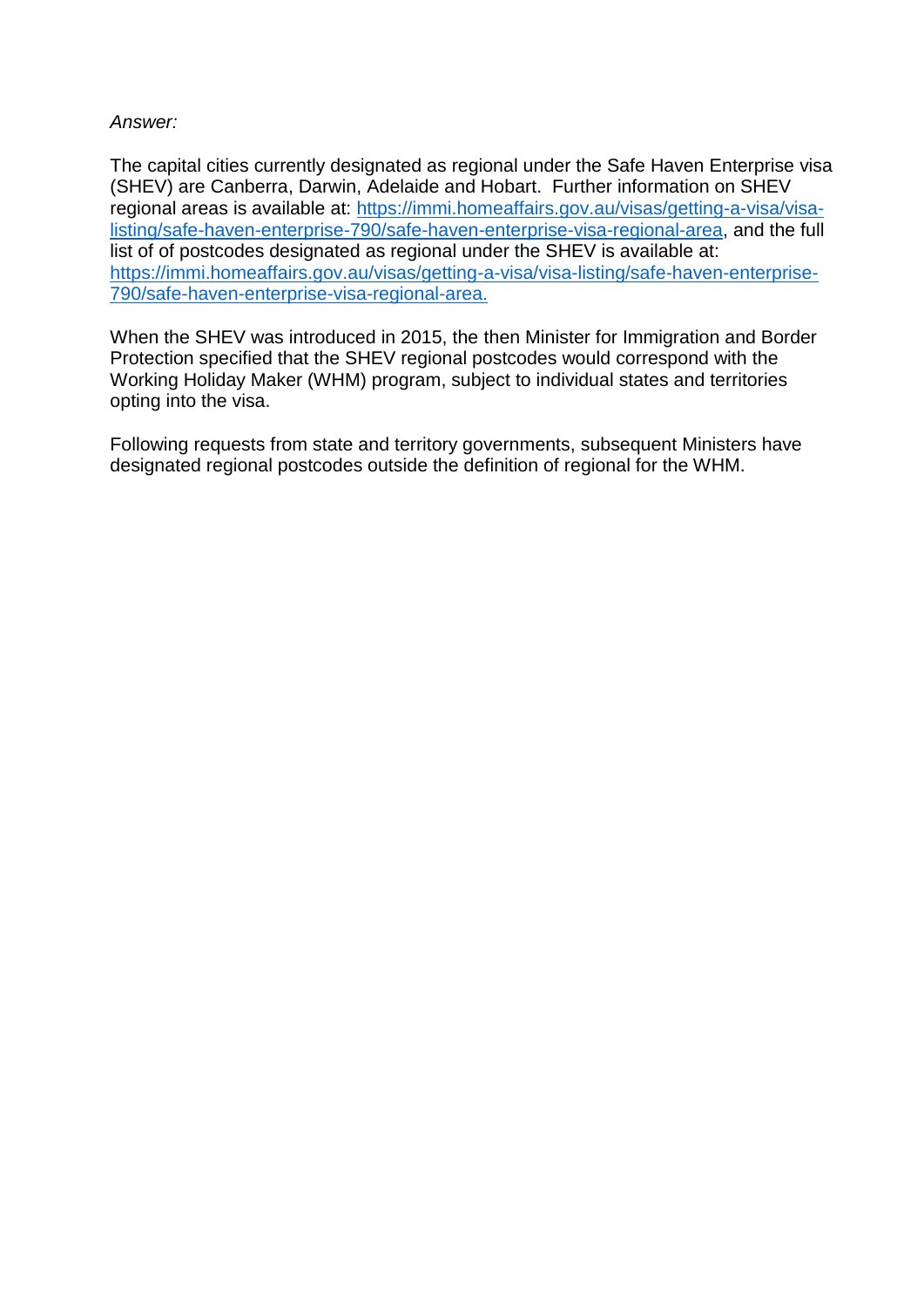*Answer:*

The capital cities currently designated as regional under the Safe Haven Enterprise visa (SHEV) are Canberra, Darwin, Adelaide and Hobart. Further information on SHEV regional areas is available at: [https://immi.homeaffairs.gov.au/visas/getting-a-visa/visa-listing/safe-haven-enterprise-790/safe-haven-enterprise-visa-regional-area](https://immi.homeaffairs.gov.au/visas/getting-a-visa/visa-listing/safe-haven-enterprise-790/safe-haven-enterprise-visa-regional-area), and the full list of of postcodes designated as regional under the SHEV is available at: [https://immi.homeaffairs.gov.au/visas/getting-a-visa/visa-listing/safe-haven-enterprise-790/safe-haven-enterprise-visa-regional-area.](https://immi.homeaffairs.gov.au/visas/getting-a-visa/visa-listing/safe-haven-enterprise-790/safe-haven-enterprise-visa-regional-area)

When the SHEV was introduced in 2015, the then Minister for Immigration and Border Protection specified that the SHEV regional postcodes would correspond with the Working Holiday Maker (WHM) program, subject to individual states and territories opting into the visa.

Following requests from state and territory governments, subsequent Ministers have designated regional postcodes outside the definition of regional for the WHM.